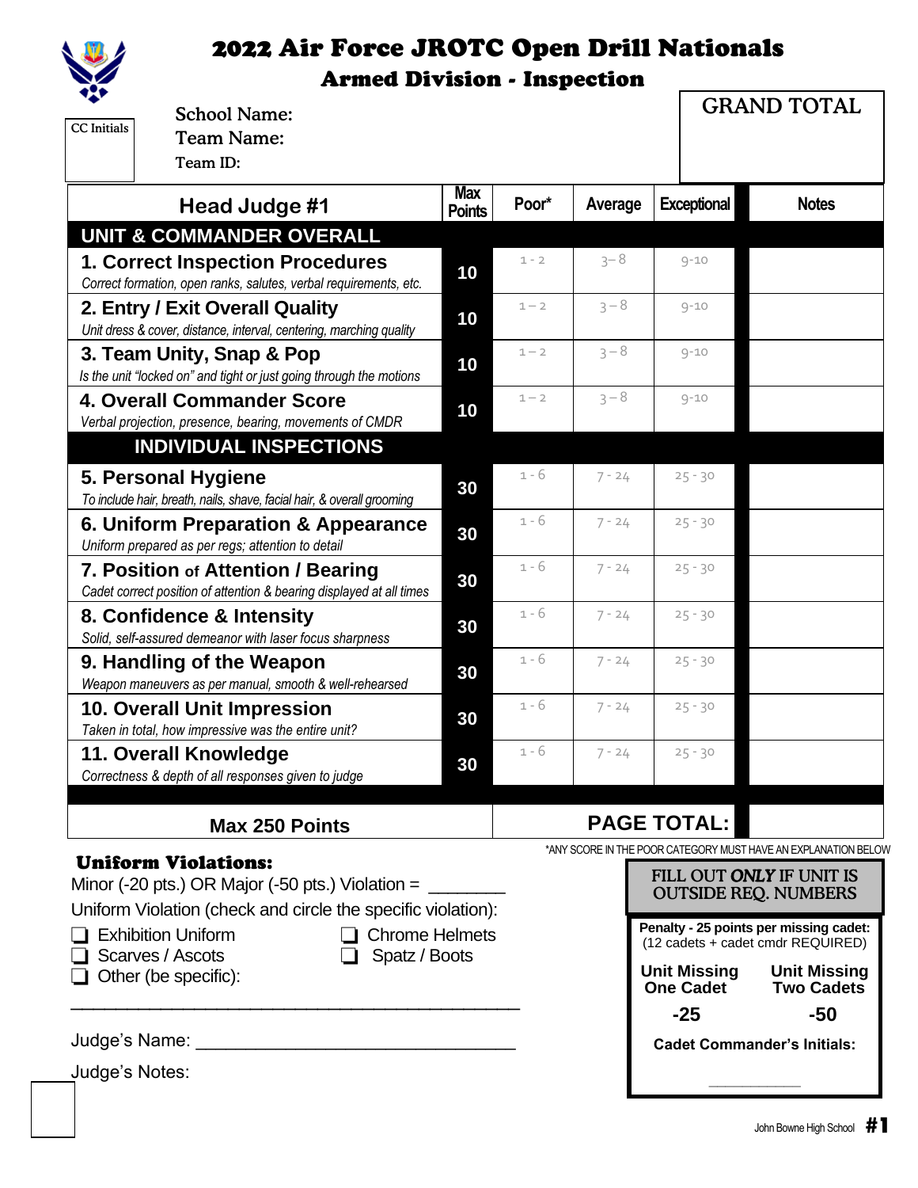# 2022 Air Force JROTC Open Drill Nationals

## Armed Division - Inspection

CC Initials

School Name:

Team Name:

Team ID:

GRAND TOTAL

| Head Judge #1 | Max Points | Poor* | Average | Exceptional | Notes |
|---|---|---|---|---|---|
| **UNIT & COMMANDER OVERALL** | | | | | |
| **1. Correct Inspection Procedures** *Correct formation, open ranks, salutes, verbal requirements, etc.* | 10 | 1 - 2 | 3 – 8 | 9-10 | |
| **2. Entry / Exit Overall Quality** *Unit dress & cover, distance, interval, centering, marching quality* | 10 | 1 – 2 | 3 – 8 | 9-10 | |
| **3. Team Unity, Snap & Pop** *Is the unit "locked on" and tight or just going through the motions* | 10 | 1 – 2 | 3 – 8 | 9-10 | |
| **4. Overall Commander Score** *Verbal projection, presence, bearing, movements of CMDR* | 10 | 1 – 2 | 3 – 8 | 9-10 | |
| **INDIVIDUAL INSPECTIONS** | | | | | |
| **5. Personal Hygiene** *To include hair, breath, nails, shave, facial hair, & overall grooming* | 30 | 1 - 6 | 7 - 24 | 25 - 30 | |
| **6. Uniform Preparation & Appearance** *Uniform prepared as per regs; attention to detail* | 30 | 1 - 6 | 7 - 24 | 25 - 30 | |
| **7. Position of Attention / Bearing** *Cadet correct position of attention & bearing displayed at all times* | 30 | 1 - 6 | 7 - 24 | 25 - 30 | |
| **8. Confidence & Intensity** *Solid, self-assured demeanor with laser focus sharpness* | 30 | 1 - 6 | 7 - 24 | 25 - 30 | |
| **9. Handling of the Weapon** *Weapon maneuvers as per manual, smooth & well-rehearsed* | 30 | 1 - 6 | 7 - 24 | 25 - 30 | |
| **10. Overall Unit Impression** *Taken in total, how impressive was the entire unit?* | 30 | 1 - 6 | 7 - 24 | 25 - 30 | |
| **11. Overall Knowledge** *Correctness & depth of all responses given to judge* | 30 | 1 - 6 | 7 - 24 | 25 - 30 | |
| **Max 250 Points** | | | **PAGE TOTAL:** | | |

*ANY SCORE IN THE POOR CATEGORY MUST HAVE AN EXPLANATION BELOW

**Uniform Violations:**

Minor (-20 pts.) OR Major (-50 pts.) Violation = ________

Uniform Violation (check and circle the specific violation):

- ❑ Exhibition Uniform
- ❑ Chrome Helmets
- ❑ Scarves / Ascots
- ❑ Spatz / Boots
- ❑ Other (be specific):

_____________________________________________

Judge's Name: ________________________________

Judge's Notes:

**FILL OUT *ONLY* IF UNIT IS OUTSIDE REQ. NUMBERS**

**Penalty - 25 points per missing cadet:** (12 cadets + cadet cmdr REQUIRED)

| Unit Missing One Cadet | Unit Missing Two Cadets |
|---|---|
| -25 | -50 |

**Cadet Commander's Initials:**

__________

John Bowne High School **#1**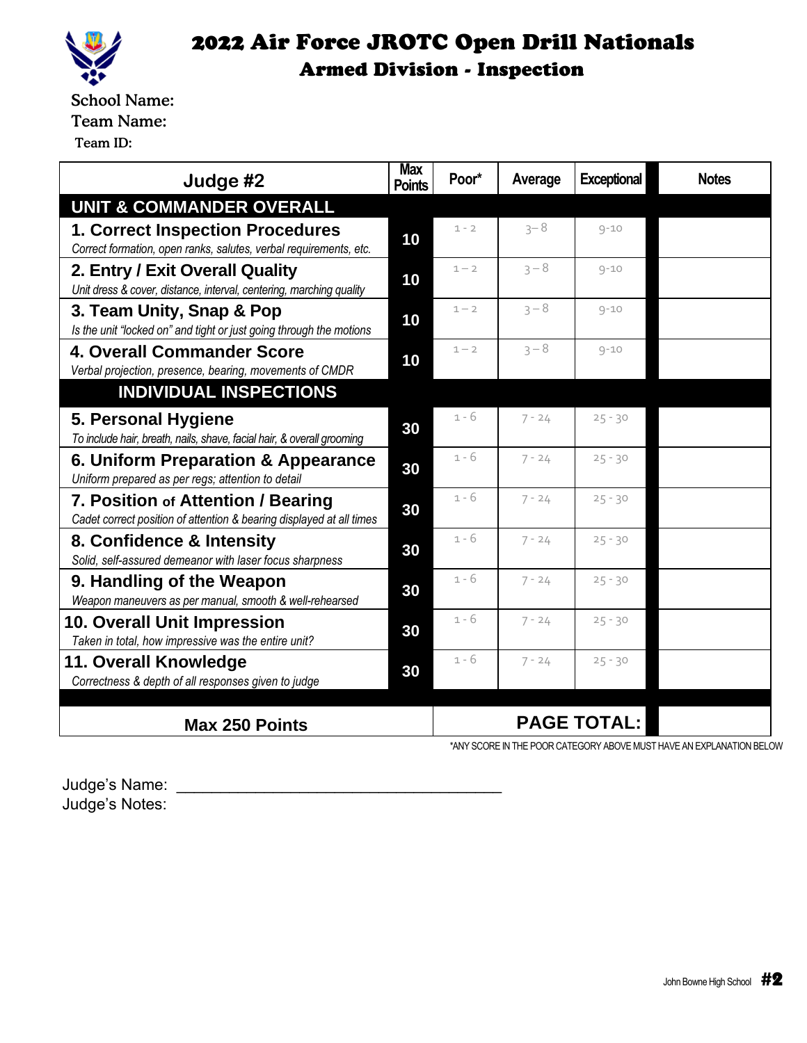# 2022 Air Force JROTC Open Drill Nationals
## Armed Division - Inspection

School Name:
Team Name:
Team ID:

| Judge #2 | Max Points | Poor* | Average | Exceptional | Notes |
|---|---|---|---|---|---|
| **UNIT & COMMANDER OVERALL** | | | | | |
| **1. Correct Inspection Procedures**<br>*Correct formation, open ranks, salutes, verbal requirements, etc.* | 10 | 1 - 2 | 3 – 8 | 9-10 | |
| **2. Entry / Exit Overall Quality**<br>*Unit dress & cover, distance, interval, centering, marching quality* | 10 | 1 – 2 | 3 – 8 | 9-10 | |
| **3. Team Unity, Snap & Pop**<br>*Is the unit "locked on" and tight or just going through the motions* | 10 | 1 – 2 | 3 – 8 | 9-10 | |
| **4. Overall Commander Score**<br>*Verbal projection, presence, bearing, movements of CMDR* | 10 | 1 – 2 | 3 – 8 | 9-10 | |
| **INDIVIDUAL INSPECTIONS** | | | | | |
| **5. Personal Hygiene**<br>*To include hair, breath, nails, shave, facial hair, & overall grooming* | 30 | 1 - 6 | 7 - 24 | 25 - 30 | |
| **6. Uniform Preparation & Appearance**<br>*Uniform prepared as per regs; attention to detail* | 30 | 1 - 6 | 7 - 24 | 25 - 30 | |
| **7. Position of Attention / Bearing**<br>*Cadet correct position of attention & bearing displayed at all times* | 30 | 1 - 6 | 7 - 24 | 25 - 30 | |
| **8. Confidence & Intensity**<br>*Solid, self-assured demeanor with laser focus sharpness* | 30 | 1 - 6 | 7 - 24 | 25 - 30 | |
| **9. Handling of the Weapon**<br>*Weapon maneuvers as per manual, smooth & well-rehearsed* | 30 | 1 - 6 | 7 - 24 | 25 - 30 | |
| **10. Overall Unit Impression**<br>*Taken in total, how impressive was the entire unit?* | 30 | 1 - 6 | 7 - 24 | 25 - 30 | |
| **11. Overall Knowledge**<br>*Correctness & depth of all responses given to judge* | 30 | 1 - 6 | 7 - 24 | 25 - 30 | |
| **Max 250 Points** | | | | **PAGE TOTAL:** | |

*ANY SCORE IN THE POOR CATEGORY ABOVE MUST HAVE AN EXPLANATION BELOW

Judge's Name: ______________________________________
Judge's Notes:

John Bowne High School **#2**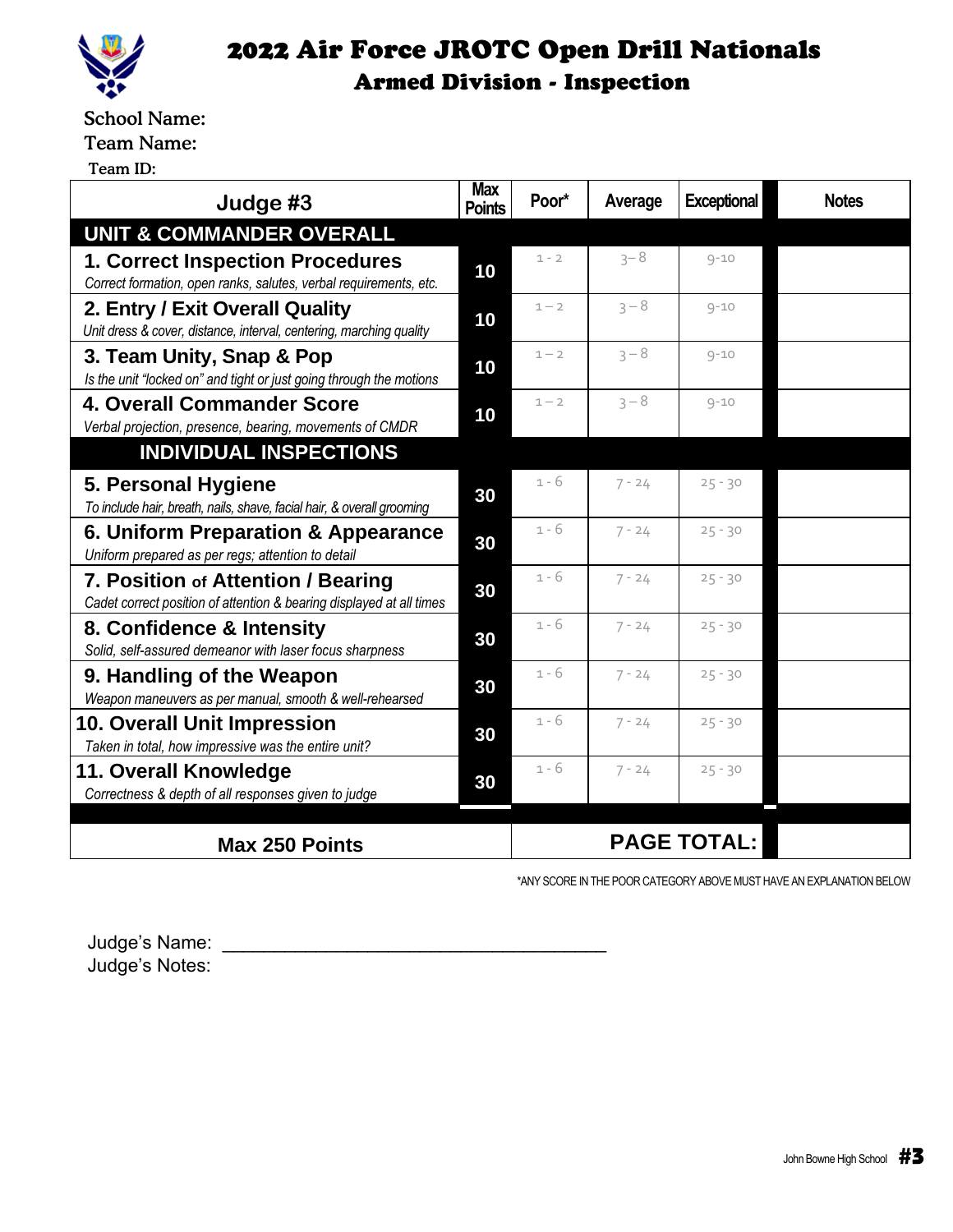# 2022 Air Force JROTC Open Drill Nationals
## Armed Division - Inspection

School Name:
Team Name:
Team ID:

| Judge #3 | Max Points | Poor* | Average | Exceptional | Notes |
|---|---|---|---|---|---|
| **UNIT & COMMANDER OVERALL** | | | | | |
| **1. Correct Inspection Procedures**<br>*Correct formation, open ranks, salutes, verbal requirements, etc.* | 10 | 1 - 2 | 3 – 8 | 9-10 | |
| **2. Entry / Exit Overall Quality**<br>*Unit dress & cover, distance, interval, centering, marching quality* | 10 | 1 – 2 | 3 – 8 | 9-10 | |
| **3. Team Unity, Snap & Pop**<br>*Is the unit "locked on" and tight or just going through the motions* | 10 | 1 – 2 | 3 – 8 | 9-10 | |
| **4. Overall Commander Score**<br>*Verbal projection, presence, bearing, movements of CMDR* | 10 | 1 – 2 | 3 – 8 | 9-10 | |
| **INDIVIDUAL INSPECTIONS** | | | | | |
| **5. Personal Hygiene**<br>*To include hair, breath, nails, shave, facial hair, & overall grooming* | 30 | 1 - 6 | 7 - 24 | 25 - 30 | |
| **6. Uniform Preparation & Appearance**<br>*Uniform prepared as per regs; attention to detail* | 30 | 1 - 6 | 7 - 24 | 25 - 30 | |
| **7. Position of Attention / Bearing**<br>*Cadet correct position of attention & bearing displayed at all times* | 30 | 1 - 6 | 7 - 24 | 25 - 30 | |
| **8. Confidence & Intensity**<br>*Solid, self-assured demeanor with laser focus sharpness* | 30 | 1 - 6 | 7 - 24 | 25 - 30 | |
| **9. Handling of the Weapon**<br>*Weapon maneuvers as per manual, smooth & well-rehearsed* | 30 | 1 - 6 | 7 - 24 | 25 - 30 | |
| **10. Overall Unit Impression**<br>*Taken in total, how impressive was the entire unit?* | 30 | 1 - 6 | 7 - 24 | 25 - 30 | |
| **11. Overall Knowledge**<br>*Correctness & depth of all responses given to judge* | 30 | 1 - 6 | 7 - 24 | 25 - 30 | |
| **Max 250 Points** | | **PAGE TOTAL:** | | | |

*ANY SCORE IN THE POOR CATEGORY ABOVE MUST HAVE AN EXPLANATION BELOW

Judge's Name: ______________________________________
Judge's Notes:

John Bowne High School **#3**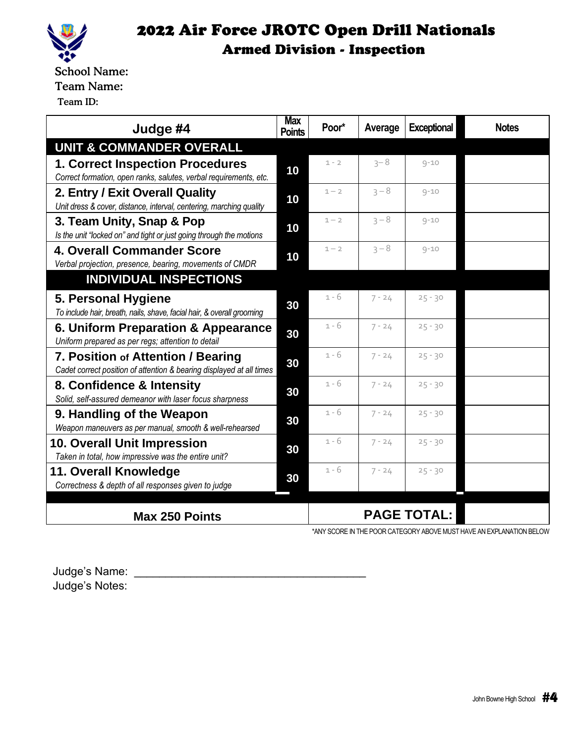# 2022 Air Force JROTC Open Drill Nationals

## Armed Division - Inspection

School Name:

Team Name:

Team ID:

| Judge #4 | Max Points | Poor* | Average | Exceptional | Notes |
|---|---|---|---|---|---|
| **UNIT & COMMANDER OVERALL** | | | | | |
| **1. Correct Inspection Procedures** *Correct formation, open ranks, salutes, verbal requirements, etc.* | 10 | 1 - 2 | 3 – 8 | 9-10 | |
| **2. Entry / Exit Overall Quality** *Unit dress & cover, distance, interval, centering, marching quality* | 10 | 1 – 2 | 3 – 8 | 9-10 | |
| **3. Team Unity, Snap & Pop** *Is the unit "locked on" and tight or just going through the motions* | 10 | 1 – 2 | 3 – 8 | 9-10 | |
| **4. Overall Commander Score** *Verbal projection, presence, bearing, movements of CMDR* | 10 | 1 – 2 | 3 – 8 | 9-10 | |
| **INDIVIDUAL INSPECTIONS** | | | | | |
| **5. Personal Hygiene** *To include hair, breath, nails, shave, facial hair, & overall grooming* | 30 | 1 - 6 | 7 - 24 | 25 - 30 | |
| **6. Uniform Preparation & Appearance** *Uniform prepared as per regs; attention to detail* | 30 | 1 - 6 | 7 - 24 | 25 - 30 | |
| **7. Position of Attention / Bearing** *Cadet correct position of attention & bearing displayed at all times* | 30 | 1 - 6 | 7 - 24 | 25 - 30 | |
| **8. Confidence & Intensity** *Solid, self-assured demeanor with laser focus sharpness* | 30 | 1 - 6 | 7 - 24 | 25 - 30 | |
| **9. Handling of the Weapon** *Weapon maneuvers as per manual, smooth & well-rehearsed* | 30 | 1 - 6 | 7 - 24 | 25 - 30 | |
| **10. Overall Unit Impression** *Taken in total, how impressive was the entire unit?* | 30 | 1 - 6 | 7 - 24 | 25 - 30 | |
| **11. Overall Knowledge** *Correctness & depth of all responses given to judge* | 30 | 1 - 6 | 7 - 24 | 25 - 30 | |
| **Max 250 Points** | | **PAGE TOTAL:** | | | |

*ANY SCORE IN THE POOR CATEGORY ABOVE MUST HAVE AN EXPLANATION BELOW

Judge's Name: ______________________________________

Judge's Notes:

John Bowne High School **#4**